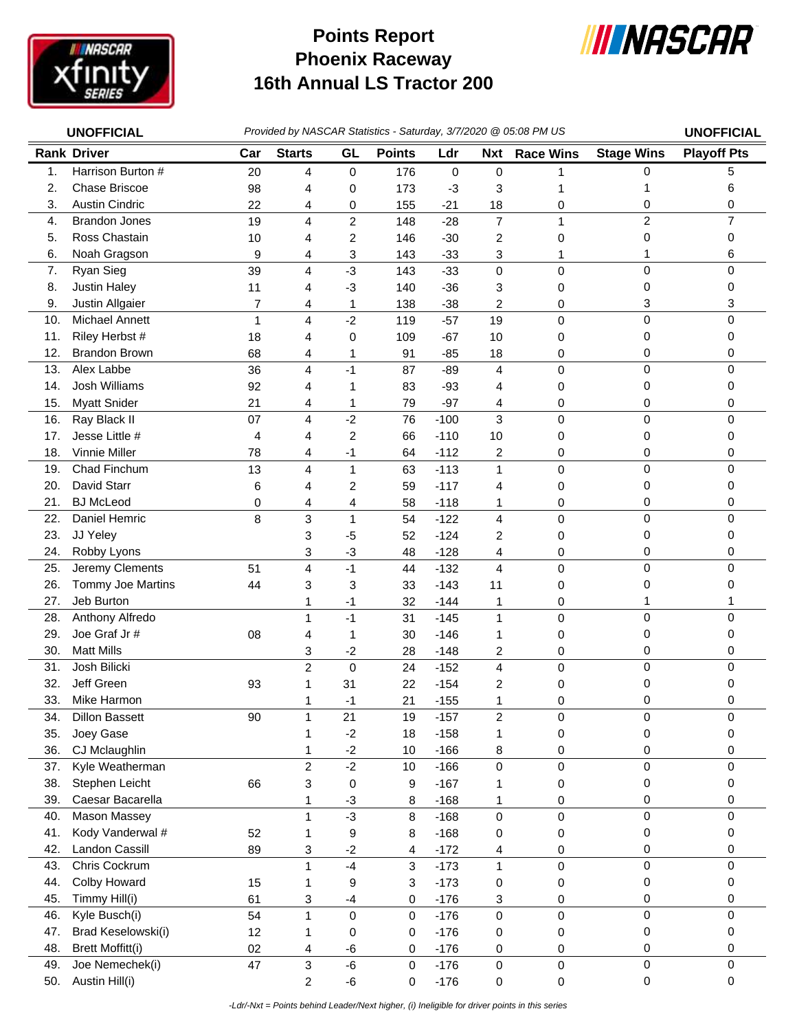# Points Report
# Phoenix Raceway
# 16th Annual LS Tractor 200

**UNOFFICIAL** *Provided by NASCAR Statistics - Saturday, 3/7/2020 @ 05:08 PM US* **UNOFFICIAL**

| Rank | Driver | Car | Starts | GL | Points | Ldr | Nxt | Race Wins | Stage Wins | Playoff Pts |
|---|---|---|---|---|---|---|---|---|---|---|
| 1. | Harrison Burton # | 20 | 4 | 0 | 176 | 0 | 0 | 1 | 0 | 5 |
| 2. | Chase Briscoe | 98 | 4 | 0 | 173 | -3 | 3 | 1 | 1 | 6 |
| 3. | Austin Cindric | 22 | 4 | 0 | 155 | -21 | 18 | 0 | 0 | 0 |
| 4. | Brandon Jones | 19 | 4 | 2 | 148 | -28 | 7 | 1 | 2 | 7 |
| 5. | Ross Chastain | 10 | 4 | 2 | 146 | -30 | 2 | 0 | 0 | 0 |
| 6. | Noah Gragson | 9 | 4 | 3 | 143 | -33 | 3 | 1 | 1 | 6 |
| 7. | Ryan Sieg | 39 | 4 | -3 | 143 | -33 | 0 | 0 | 0 | 0 |
| 8. | Justin Haley | 11 | 4 | -3 | 140 | -36 | 3 | 0 | 0 | 0 |
| 9. | Justin Allgaier | 7 | 4 | 1 | 138 | -38 | 2 | 0 | 3 | 3 |
| 10. | Michael Annett | 1 | 4 | -2 | 119 | -57 | 19 | 0 | 0 | 0 |
| 11. | Riley Herbst # | 18 | 4 | 0 | 109 | -67 | 10 | 0 | 0 | 0 |
| 12. | Brandon Brown | 68 | 4 | 1 | 91 | -85 | 18 | 0 | 0 | 0 |
| 13. | Alex Labbe | 36 | 4 | -1 | 87 | -89 | 4 | 0 | 0 | 0 |
| 14. | Josh Williams | 92 | 4 | 1 | 83 | -93 | 4 | 0 | 0 | 0 |
| 15. | Myatt Snider | 21 | 4 | 1 | 79 | -97 | 4 | 0 | 0 | 0 |
| 16. | Ray Black II | 07 | 4 | -2 | 76 | -100 | 3 | 0 | 0 | 0 |
| 17. | Jesse Little # | 4 | 4 | 2 | 66 | -110 | 10 | 0 | 0 | 0 |
| 18. | Vinnie Miller | 78 | 4 | -1 | 64 | -112 | 2 | 0 | 0 | 0 |
| 19. | Chad Finchum | 13 | 4 | 1 | 63 | -113 | 1 | 0 | 0 | 0 |
| 20. | David Starr | 6 | 4 | 2 | 59 | -117 | 4 | 0 | 0 | 0 |
| 21. | BJ McLeod | 0 | 4 | 4 | 58 | -118 | 1 | 0 | 0 | 0 |
| 22. | Daniel Hemric | 8 | 3 | 1 | 54 | -122 | 4 | 0 | 0 | 0 |
| 23. | JJ Yeley | | 3 | -5 | 52 | -124 | 2 | 0 | 0 | 0 |
| 24. | Robby Lyons | | 3 | -3 | 48 | -128 | 4 | 0 | 0 | 0 |
| 25. | Jeremy Clements | 51 | 4 | -1 | 44 | -132 | 4 | 0 | 0 | 0 |
| 26. | Tommy Joe Martins | 44 | 3 | 3 | 33 | -143 | 11 | 0 | 0 | 0 |
| 27. | Jeb Burton | | 1 | -1 | 32 | -144 | 1 | 0 | 1 | 1 |
| 28. | Anthony Alfredo | | 1 | -1 | 31 | -145 | 1 | 0 | 0 | 0 |
| 29. | Joe Graf Jr # | 08 | 4 | 1 | 30 | -146 | 1 | 0 | 0 | 0 |
| 30. | Matt Mills | | 3 | -2 | 28 | -148 | 2 | 0 | 0 | 0 |
| 31. | Josh Bilicki | | 2 | 0 | 24 | -152 | 4 | 0 | 0 | 0 |
| 32. | Jeff Green | 93 | 1 | 31 | 22 | -154 | 2 | 0 | 0 | 0 |
| 33. | Mike Harmon | | 1 | -1 | 21 | -155 | 1 | 0 | 0 | 0 |
| 34. | Dillon Bassett | 90 | 1 | 21 | 19 | -157 | 2 | 0 | 0 | 0 |
| 35. | Joey Gase | | 1 | -2 | 18 | -158 | 1 | 0 | 0 | 0 |
| 36. | CJ Mclaughlin | | 1 | -2 | 10 | -166 | 8 | 0 | 0 | 0 |
| 37. | Kyle Weatherman | | 2 | -2 | 10 | -166 | 0 | 0 | 0 | 0 |
| 38. | Stephen Leicht | 66 | 3 | 0 | 9 | -167 | 1 | 0 | 0 | 0 |
| 39. | Caesar Bacarella | | 1 | -3 | 8 | -168 | 1 | 0 | 0 | 0 |
| 40. | Mason Massey | | 1 | -3 | 8 | -168 | 0 | 0 | 0 | 0 |
| 41. | Kody Vanderwal # | 52 | 1 | 9 | 8 | -168 | 0 | 0 | 0 | 0 |
| 42. | Landon Cassill | 89 | 3 | -2 | 4 | -172 | 4 | 0 | 0 | 0 |
| 43. | Chris Cockrum | | 1 | -4 | 3 | -173 | 1 | 0 | 0 | 0 |
| 44. | Colby Howard | 15 | 1 | 9 | 3 | -173 | 0 | 0 | 0 | 0 |
| 45. | Timmy Hill(i) | 61 | 3 | -4 | 0 | -176 | 3 | 0 | 0 | 0 |
| 46. | Kyle Busch(i) | 54 | 1 | 0 | 0 | -176 | 0 | 0 | 0 | 0 |
| 47. | Brad Keselowski(i) | 12 | 1 | 0 | 0 | -176 | 0 | 0 | 0 | 0 |
| 48. | Brett Moffitt(i) | 02 | 4 | -6 | 0 | -176 | 0 | 0 | 0 | 0 |
| 49. | Joe Nemechek(i) | 47 | 3 | -6 | 0 | -176 | 0 | 0 | 0 | 0 |
| 50. | Austin Hill(i) | | 2 | -6 | 0 | -176 | 0 | 0 | 0 | 0 |

*-Ldr/-Nxt = Points behind Leader/Next higher, (i) Ineligible for driver points in this series*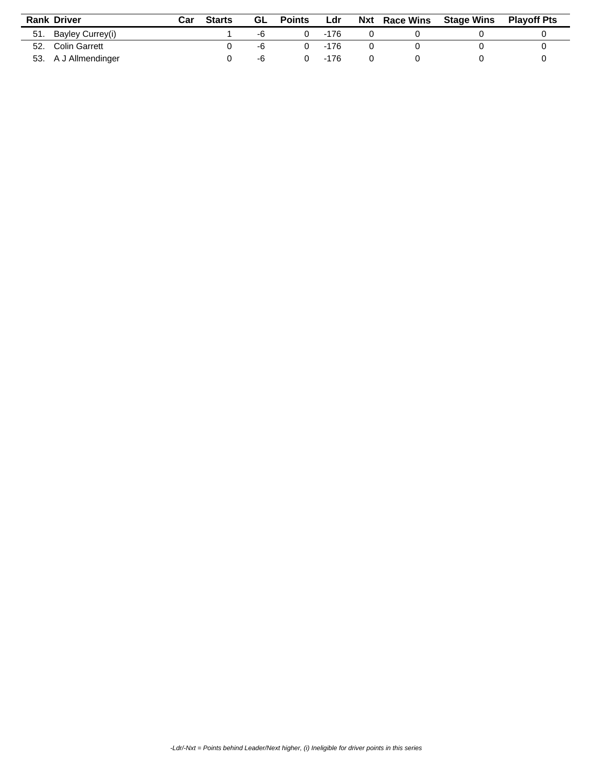| Rank | Driver | Car | Starts | GL | Points | Ldr | Nxt | Race Wins | Stage Wins | Playoff Pts |
|---|---|---|---|---|---|---|---|---|---|---|
| 51. | Bayley Currey(i) | | 1 | -6 | 0 | -176 | 0 | 0 | 0 | 0 |
| 52. | Colin Garrett | | 0 | -6 | 0 | -176 | 0 | 0 | 0 | 0 |
| 53. | A J Allmendinger | | 0 | -6 | 0 | -176 | 0 | 0 | 0 | 0 |

*-Ldr/-Nxt = Points behind Leader/Next higher, (i) Ineligible for driver points in this series*